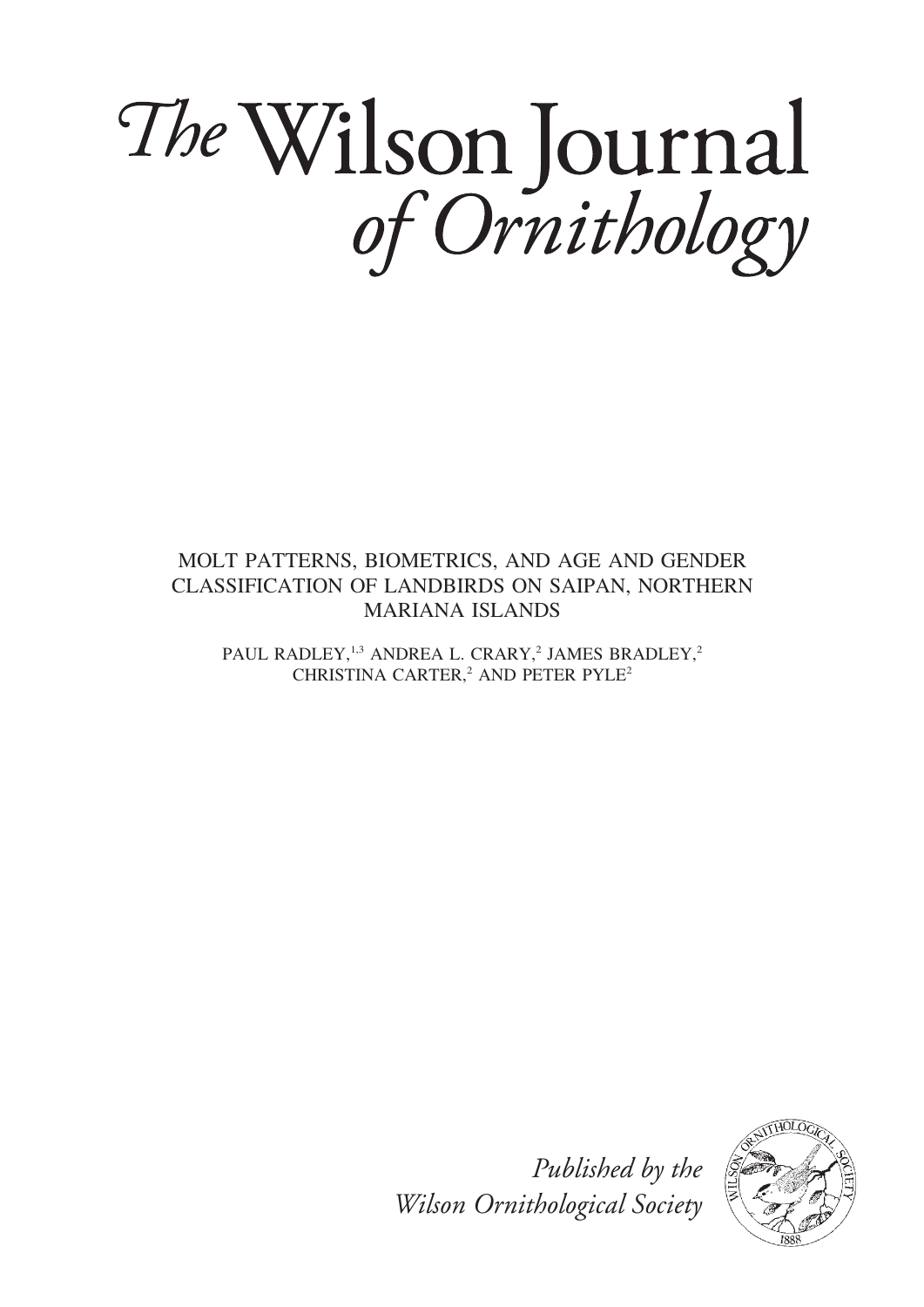# *The* Wilson Journal *of Ornithology*

## MOLT PATTERNS, BIOMETRICS, AND AGE AND GENDER CLASSIFICATION OF LANDBIRDS ON SAIPAN, NORTHERN MARIANA ISLANDS

PAUL RADLEY,[1,3] ANDREA L. CRARY,[2] JAMES BRADLEY,[2] CHRISTINA CARTER,[2] AND PETER PYLE[2]

*Published by the Wilson Ornithological Society*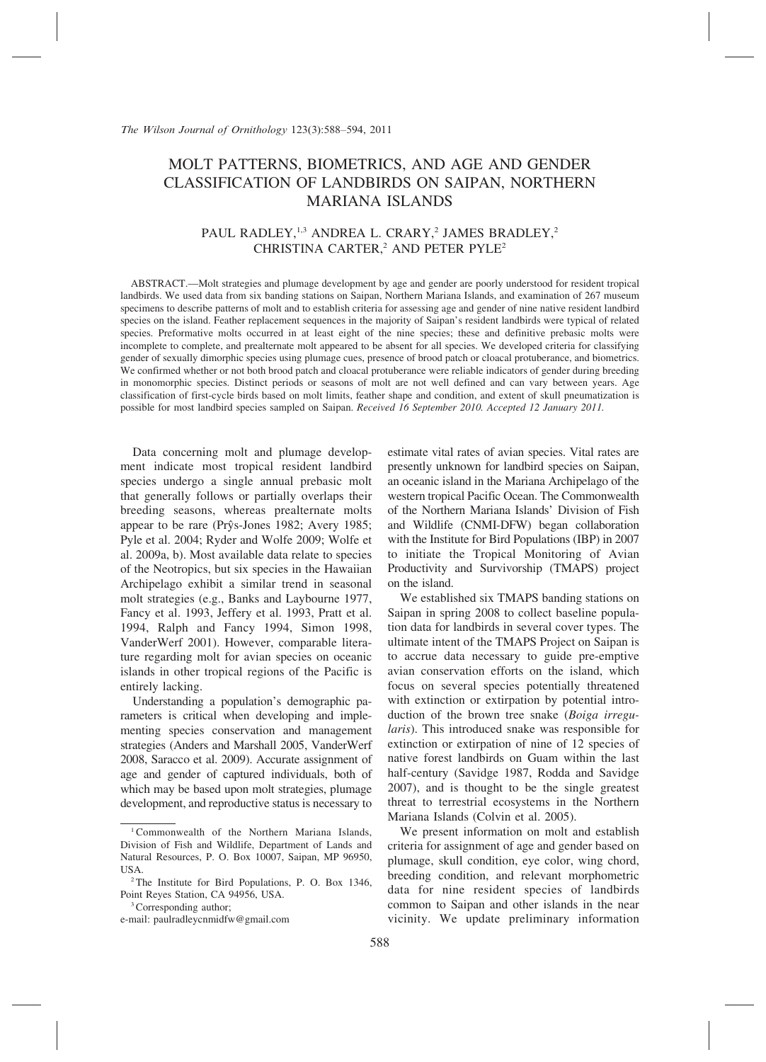# MOLT PATTERNS, BIOMETRICS, AND AGE AND GENDER CLASSIFICATION OF LANDBIRDS ON SAIPAN, NORTHERN MARIANA ISLANDS

PAUL RADLEY,[1,3] ANDREA L. CRARY,[2] JAMES BRADLEY,[2] CHRISTINA CARTER,[2] AND PETER PYLE[2]

ABSTRACT.—Molt strategies and plumage development by age and gender are poorly understood for resident tropical landbirds. We used data from six banding stations on Saipan, Northern Mariana Islands, and examination of 267 museum specimens to describe patterns of molt and to establish criteria for assessing age and gender of nine native resident landbird species on the island. Feather replacement sequences in the majority of Saipan's resident landbirds were typical of related species. Preformative molts occurred in at least eight of the nine species; these and definitive prebasic molts were incomplete to complete, and prealternate molt appeared to be absent for all species. We developed criteria for classifying gender of sexually dimorphic species using plumage cues, presence of brood patch or cloacal protuberance, and biometrics. We confirmed whether or not both brood patch and cloacal protuberance were reliable indicators of gender during breeding in monomorphic species. Distinct periods or seasons of molt are not well defined and can vary between years. Age classification of first-cycle birds based on molt limits, feather shape and condition, and extent of skull pneumatization is possible for most landbird species sampled on Saipan. *Received 16 September 2010. Accepted 12 January 2011.*

Data concerning molt and plumage development indicate most tropical resident landbird species undergo a single annual prebasic molt that generally follows or partially overlaps their breeding seasons, whereas prealternate molts appear to be rare (Prŷs-Jones 1982; Avery 1985; Pyle et al. 2004; Ryder and Wolfe 2009; Wolfe et al. 2009a, b). Most available data relate to species of the Neotropics, but six species in the Hawaiian Archipelago exhibit a similar trend in seasonal molt strategies (e.g., Banks and Laybourne 1977, Fancy et al. 1993, Jeffery et al. 1993, Pratt et al. 1994, Ralph and Fancy 1994, Simon 1998, VanderWerf 2001). However, comparable literature regarding molt for avian species on oceanic islands in other tropical regions of the Pacific is entirely lacking.

Understanding a population's demographic parameters is critical when developing and implementing species conservation and management strategies (Anders and Marshall 2005, VanderWerf 2008, Saracco et al. 2009). Accurate assignment of age and gender of captured individuals, both of which may be based upon molt strategies, plumage development, and reproductive status is necessary to estimate vital rates of avian species. Vital rates are presently unknown for landbird species on Saipan, an oceanic island in the Mariana Archipelago of the western tropical Pacific Ocean. The Commonwealth of the Northern Mariana Islands' Division of Fish and Wildlife (CNMI-DFW) began collaboration with the Institute for Bird Populations (IBP) in 2007 to initiate the Tropical Monitoring of Avian Productivity and Survivorship (TMAPS) project on the island.

We established six TMAPS banding stations on Saipan in spring 2008 to collect baseline population data for landbirds in several cover types. The ultimate intent of the TMAPS Project on Saipan is to accrue data necessary to guide pre-emptive avian conservation efforts on the island, which focus on several species potentially threatened with extinction or extirpation by potential introduction of the brown tree snake (*Boiga irregularis*). This introduced snake was responsible for extinction or extirpation of nine of 12 species of native forest landbirds on Guam within the last half-century (Savidge 1987, Rodda and Savidge 2007), and is thought to be the single greatest threat to terrestrial ecosystems in the Northern Mariana Islands (Colvin et al. 2005).

We present information on molt and establish criteria for assignment of age and gender based on plumage, skull condition, eye color, wing chord, breeding condition, and relevant morphometric data for nine resident species of landbirds common to Saipan and other islands in the near vicinity. We update preliminary information

---

[1] Commonwealth of the Northern Mariana Islands, Division of Fish and Wildlife, Department of Lands and Natural Resources, P. O. Box 10007, Saipan, MP 96950, USA.

[2] The Institute for Bird Populations, P. O. Box 1346, Point Reyes Station, CA 94956, USA.

[3] Corresponding author; e-mail: paulradleycnmidfw@gmail.com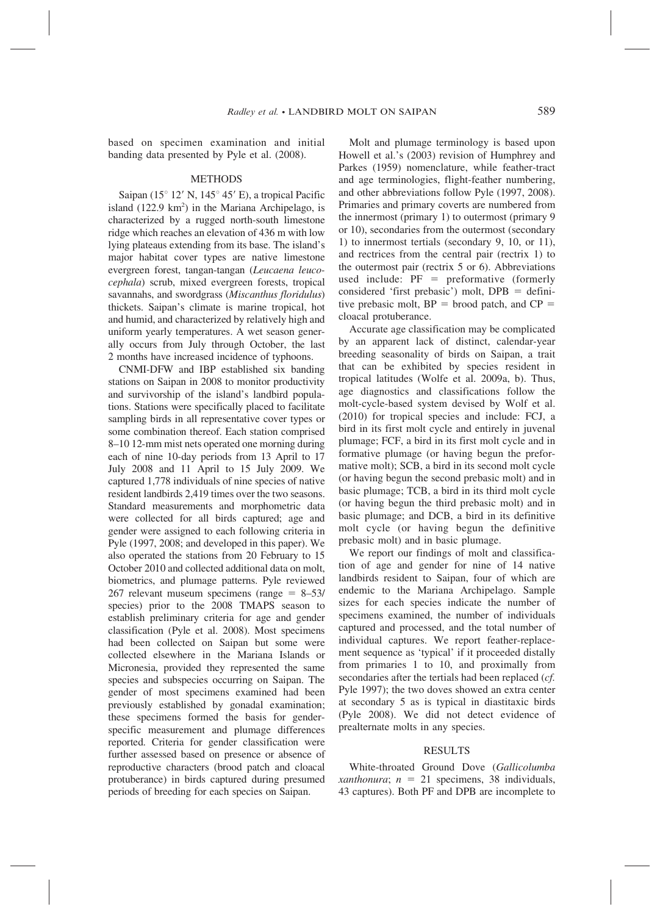based on specimen examination and initial banding data presented by Pyle et al. (2008).

## METHODS

Saipan (15° 12′ N, 145° 45′ E), a tropical Pacific island (122.9 km$^2$) in the Mariana Archipelago, is characterized by a rugged north-south limestone ridge which reaches an elevation of 436 m with low lying plateaus extending from its base. The island's major habitat cover types are native limestone evergreen forest, tangan-tangan (*Leucaena leucocephala*) scrub, mixed evergreen forests, tropical savannahs, and swordgrass (*Miscanthus floridulus*) thickets. Saipan's climate is marine tropical, hot and humid, and characterized by relatively high and uniform yearly temperatures. A wet season generally occurs from July through October, the last 2 months have increased incidence of typhoons.

CNMI-DFW and IBP established six banding stations on Saipan in 2008 to monitor productivity and survivorship of the island's landbird populations. Stations were specifically placed to facilitate sampling birds in all representative cover types or some combination thereof. Each station comprised 8–10 12-mm mist nets operated one morning during each of nine 10-day periods from 13 April to 17 July 2008 and 11 April to 15 July 2009. We captured 1,778 individuals of nine species of native resident landbirds 2,419 times over the two seasons. Standard measurements and morphometric data were collected for all birds captured; age and gender were assigned to each following criteria in Pyle (1997, 2008; and developed in this paper). We also operated the stations from 20 February to 15 October 2010 and collected additional data on molt, biometrics, and plumage patterns. Pyle reviewed 267 relevant museum specimens (range = 8–53/ species) prior to the 2008 TMAPS season to establish preliminary criteria for age and gender classification (Pyle et al. 2008). Most specimens had been collected on Saipan but some were collected elsewhere in the Mariana Islands or Micronesia, provided they represented the same species and subspecies occurring on Saipan. The gender of most specimens examined had been previously established by gonadal examination; these specimens formed the basis for gender-specific measurement and plumage differences reported. Criteria for gender classification were further assessed based on presence or absence of reproductive characters (brood patch and cloacal protuberance) in birds captured during presumed periods of breeding for each species on Saipan.

Molt and plumage terminology is based upon Howell et al.'s (2003) revision of Humphrey and Parkes (1959) nomenclature, while feather-tract and age terminologies, flight-feather numbering, and other abbreviations follow Pyle (1997, 2008). Primaries and primary coverts are numbered from the innermost (primary 1) to outermost (primary 9 or 10), secondaries from the outermost (secondary 1) to innermost tertials (secondary 9, 10, or 11), and rectrices from the central pair (rectrix 1) to the outermost pair (rectrix 5 or 6). Abbreviations used include: PF = preformative (formerly considered 'first prebasic') molt, DPB = definitive prebasic molt, BP = brood patch, and CP = cloacal protuberance.

Accurate age classification may be complicated by an apparent lack of distinct, calendar-year breeding seasonality of birds on Saipan, a trait that can be exhibited by species resident in tropical latitudes (Wolfe et al. 2009a, b). Thus, age diagnostics and classifications follow the molt-cycle-based system devised by Wolf et al. (2010) for tropical species and include: FCJ, a bird in its first molt cycle and entirely in juvenal plumage; FCF, a bird in its first molt cycle and in formative plumage (or having begun the preformative molt); SCB, a bird in its second molt cycle (or having begun the second prebasic molt) and in basic plumage; TCB, a bird in its third molt cycle (or having begun the third prebasic molt) and in basic plumage; and DCB, a bird in its definitive molt cycle (or having begun the definitive prebasic molt) and in basic plumage.

We report our findings of molt and classification of age and gender for nine of 14 native landbirds resident to Saipan, four of which are endemic to the Mariana Archipelago. Sample sizes for each species indicate the number of specimens examined, the number of individuals captured and processed, and the total number of individual captures. We report feather-replacement sequence as 'typical' if it proceeded distally from primaries 1 to 10, and proximally from secondaries after the tertials had been replaced (*cf.* Pyle 1997); the two doves showed an extra center at secondary 5 as is typical in diastitaxic birds (Pyle 2008). We did not detect evidence of prealternate molts in any species.

## RESULTS

White-throated Ground Dove (*Gallicolumba xanthonura*; $n$ = 21 specimens, 38 individuals, 43 captures). Both PF and DPB are incomplete to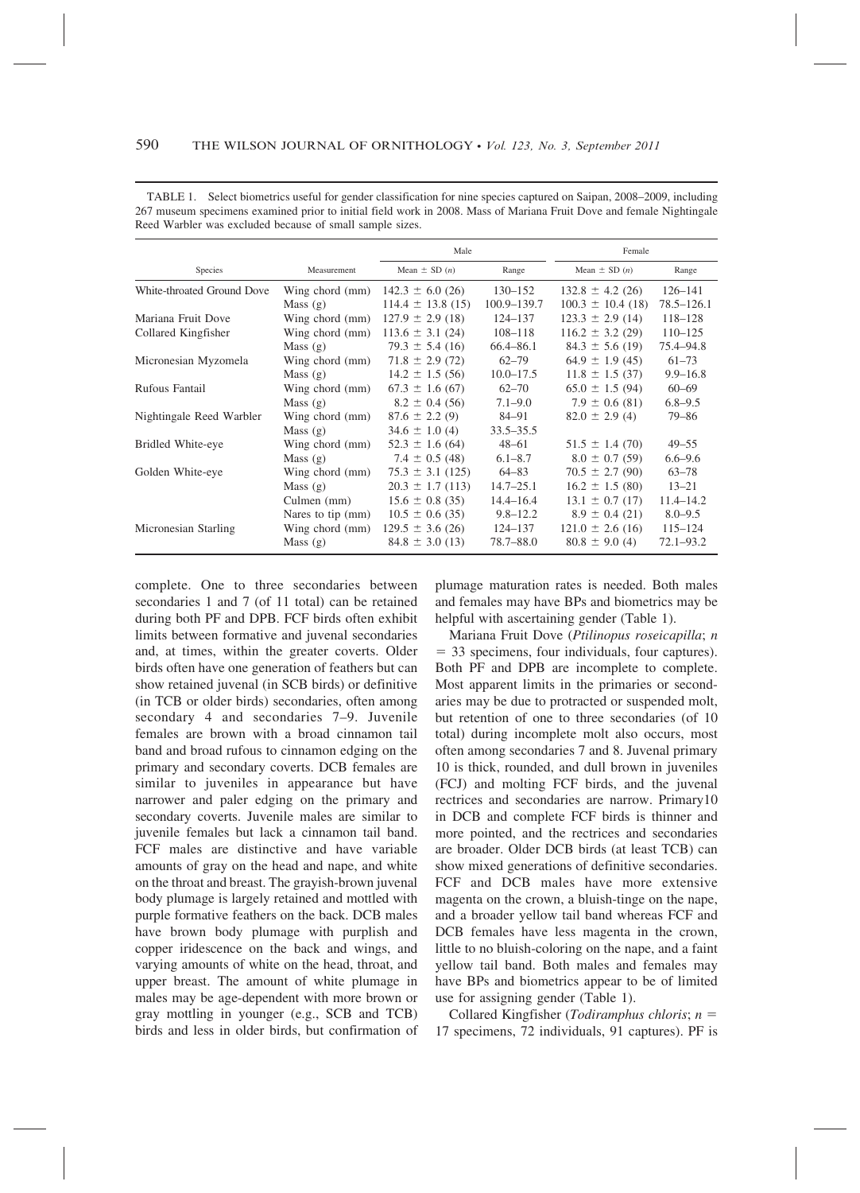TABLE 1. Select biometrics useful for gender classification for nine species captured on Saipan, 2008–2009, including 267 museum specimens examined prior to initial field work in 2008. Mass of Mariana Fruit Dove and female Nightingale Reed Warbler was excluded because of small sample sizes.

| Species | Measurement | Male | | Female | |
|---|---|---|---|---|---|
| | | Mean ± SD (*n*) | Range | Mean ± SD (*n*) | Range |
| White-throated Ground Dove | Wing chord (mm) | 142.3 ± 6.0 (26) | 130–152 | 132.8 ± 4.2 (26) | 126–141 |
| | Mass (g) | 114.4 ± 13.8 (15) | 100.9–139.7 | 100.3 ± 10.4 (18) | 78.5–126.1 |
| Mariana Fruit Dove | Wing chord (mm) | 127.9 ± 2.9 (18) | 124–137 | 123.3 ± 2.9 (14) | 118–128 |
| Collared Kingfisher | Wing chord (mm) | 113.6 ± 3.1 (24) | 108–118 | 116.2 ± 3.2 (29) | 110–125 |
| | Mass (g) | 79.3 ± 5.4 (16) | 66.4–86.1 | 84.3 ± 5.6 (19) | 75.4–94.8 |
| Micronesian Myzomela | Wing chord (mm) | 71.8 ± 2.9 (72) | 62–79 | 64.9 ± 1.9 (45) | 61–73 |
| | Mass (g) | 14.2 ± 1.5 (56) | 10.0–17.5 | 11.8 ± 1.5 (37) | 9.9–16.8 |
| Rufous Fantail | Wing chord (mm) | 67.3 ± 1.6 (67) | 62–70 | 65.0 ± 1.5 (94) | 60–69 |
| | Mass (g) | 8.2 ± 0.4 (56) | 7.1–9.0 | 7.9 ± 0.6 (81) | 6.8–9.5 |
| Nightingale Reed Warbler | Wing chord (mm) | 87.6 ± 2.2 (9) | 84–91 | 82.0 ± 2.9 (4) | 79–86 |
| | Mass (g) | 34.6 ± 1.0 (4) | 33.5–35.5 | | |
| Bridled White-eye | Wing chord (mm) | 52.3 ± 1.6 (64) | 48–61 | 51.5 ± 1.4 (70) | 49–55 |
| | Mass (g) | 7.4 ± 0.5 (48) | 6.1–8.7 | 8.0 ± 0.7 (59) | 6.6–9.6 |
| Golden White-eye | Wing chord (mm) | 75.3 ± 3.1 (125) | 64–83 | 70.5 ± 2.7 (90) | 63–78 |
| | Mass (g) | 20.3 ± 1.7 (113) | 14.7–25.1 | 16.2 ± 1.5 (80) | 13–21 |
| | Culmen (mm) | 15.6 ± 0.8 (35) | 14.4–16.4 | 13.1 ± 0.7 (17) | 11.4–14.2 |
| | Nares to tip (mm) | 10.5 ± 0.6 (35) | 9.8–12.2 | 8.9 ± 0.4 (21) | 8.0–9.5 |
| Micronesian Starling | Wing chord (mm) | 129.5 ± 3.6 (26) | 124–137 | 121.0 ± 2.6 (16) | 115–124 |
| | Mass (g) | 84.8 ± 3.0 (13) | 78.7–88.0 | 80.8 ± 9.0 (4) | 72.1–93.2 |

complete. One to three secondaries between secondaries 1 and 7 (of 11 total) can be retained during both PF and DPB. FCF birds often exhibit limits between formative and juvenal secondaries and, at times, within the greater coverts. Older birds often have one generation of feathers but can show retained juvenal (in SCB birds) or definitive (in TCB or older birds) secondaries, often among secondary 4 and secondaries 7–9. Juvenile females are brown with a broad cinnamon tail band and broad rufous to cinnamon edging on the primary and secondary coverts. DCB females are similar to juveniles in appearance but have narrower and paler edging on the primary and secondary coverts. Juvenile males are similar to juvenile females but lack a cinnamon tail band. FCF males are distinctive and have variable amounts of gray on the head and nape, and white on the throat and breast. The grayish-brown juvenal body plumage is largely retained and mottled with purple formative feathers on the back. DCB males have brown body plumage with purplish and copper iridescence on the back and wings, and varying amounts of white on the head, throat, and upper breast. The amount of white plumage in males may be age-dependent with more brown or gray mottling in younger (e.g., SCB and TCB) birds and less in older birds, but confirmation of plumage maturation rates is needed. Both males and females may have BPs and biometrics may be helpful with ascertaining gender (Table 1).

Mariana Fruit Dove (*Ptilinopus roseicapilla*; *n* = 33 specimens, four individuals, four captures). Both PF and DPB are incomplete to complete. Most apparent limits in the primaries or secondaries may be due to protracted or suspended molt, but retention of one to three secondaries (of 10 total) during incomplete molt also occurs, most often among secondaries 7 and 8. Juvenal primary 10 is thick, rounded, and dull brown in juveniles (FCJ) and molting FCF birds, and the juvenal rectrices and secondaries are narrow. Primary10 in DCB and complete FCF birds is thinner and more pointed, and the rectrices and secondaries are broader. Older DCB birds (at least TCB) can show mixed generations of definitive secondaries. FCF and DCB males have more extensive magenta on the crown, a bluish-tinge on the nape, and a broader yellow tail band whereas FCF and DCB females have less magenta in the crown, little to no bluish-coloring on the nape, and a faint yellow tail band. Both males and females may have BPs and biometrics appear to be of limited use for assigning gender (Table 1).

Collared Kingfisher (*Todiramphus chloris*; *n* = 17 specimens, 72 individuals, 91 captures). PF is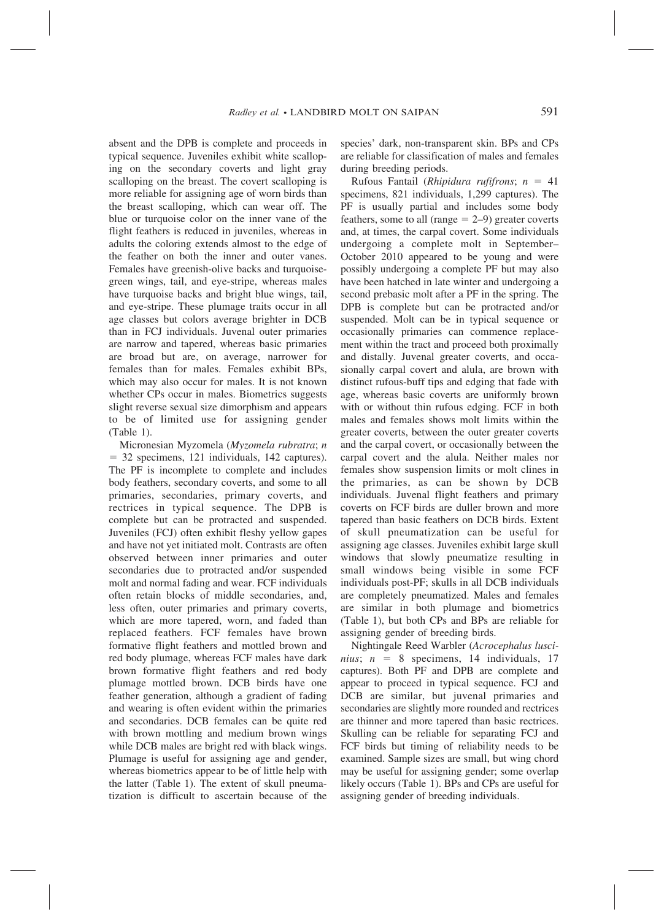absent and the DPB is complete and proceeds in typical sequence. Juveniles exhibit white scalloping on the secondary coverts and light gray scalloping on the breast. The covert scalloping is more reliable for assigning age of worn birds than the breast scalloping, which can wear off. The blue or turquoise color on the inner vane of the flight feathers is reduced in juveniles, whereas in adults the coloring extends almost to the edge of the feather on both the inner and outer vanes. Females have greenish-olive backs and turquoise-green wings, tail, and eye-stripe, whereas males have turquoise backs and bright blue wings, tail, and eye-stripe. These plumage traits occur in all age classes but colors average brighter in DCB than in FCJ individuals. Juvenal outer primaries are narrow and tapered, whereas basic primaries are broad but are, on average, narrower for females than for males. Females exhibit BPs, which may also occur for males. It is not known whether CPs occur in males. Biometrics suggests slight reverse sexual size dimorphism and appears to be of limited use for assigning gender (Table 1).

Micronesian Myzomela (*Myzomela rubratra*; $n = 32$ specimens, 121 individuals, 142 captures). The PF is incomplete to complete and includes body feathers, secondary coverts, and some to all primaries, secondaries, primary coverts, and rectrices in typical sequence. The DPB is complete but can be protracted and suspended. Juveniles (FCJ) often exhibit fleshy yellow gapes and have not yet initiated molt. Contrasts are often observed between inner primaries and outer secondaries due to protracted and/or suspended molt and normal fading and wear. FCF individuals often retain blocks of middle secondaries, and, less often, outer primaries and primary coverts, which are more tapered, worn, and faded than replaced feathers. FCF females have brown formative flight feathers and mottled brown and red body plumage, whereas FCF males have dark brown formative flight feathers and red body plumage mottled brown. DCB birds have one feather generation, although a gradient of fading and wearing is often evident within the primaries and secondaries. DCB females can be quite red with brown mottling and medium brown wings while DCB males are bright red with black wings. Plumage is useful for assigning age and gender, whereas biometrics appear to be of little help with the latter (Table 1). The extent of skull pneumatization is difficult to ascertain because of the species' dark, non-transparent skin. BPs and CPs are reliable for classification of males and females during breeding periods.

Rufous Fantail (*Rhipidura rufifrons*; $n = 41$ specimens, 821 individuals, 1,299 captures). The PF is usually partial and includes some body feathers, some to all (range = 2–9) greater coverts and, at times, the carpal covert. Some individuals undergoing a complete molt in September–October 2010 appeared to be young and were possibly undergoing a complete PF but may also have been hatched in late winter and undergoing a second prebasic molt after a PF in the spring. The DPB is complete but can be protracted and/or suspended. Molt can be in typical sequence or occasionally primaries can commence replacement within the tract and proceed both proximally and distally. Juvenal greater coverts, and occasionally carpal covert and alula, are brown with distinct rufous-buff tips and edging that fade with age, whereas basic coverts are uniformly brown with or without thin rufous edging. FCF in both males and females shows molt limits within the greater coverts, between the outer greater coverts and the carpal covert, or occasionally between the carpal covert and the alula. Neither males nor females show suspension limits or molt clines in the primaries, as can be shown by DCB individuals. Juvenal flight feathers and primary coverts on FCF birds are duller brown and more tapered than basic feathers on DCB birds. Extent of skull pneumatization can be useful for assigning age classes. Juveniles exhibit large skull windows that slowly pneumatize resulting in small windows being visible in some FCF individuals post-PF; skulls in all DCB individuals are completely pneumatized. Males and females are similar in both plumage and biometrics (Table 1), but both CPs and BPs are reliable for assigning gender of breeding birds.

Nightingale Reed Warbler (*Acrocephalus luscinius*; $n = 8$ specimens, 14 individuals, 17 captures). Both PF and DPB are complete and appear to proceed in typical sequence. FCJ and DCB are similar, but juvenal primaries and secondaries are slightly more rounded and rectrices are thinner and more tapered than basic rectrices. Skulling can be reliable for separating FCJ and FCF birds but timing of reliability needs to be examined. Sample sizes are small, but wing chord may be useful for assigning gender; some overlap likely occurs (Table 1). BPs and CPs are useful for assigning gender of breeding individuals.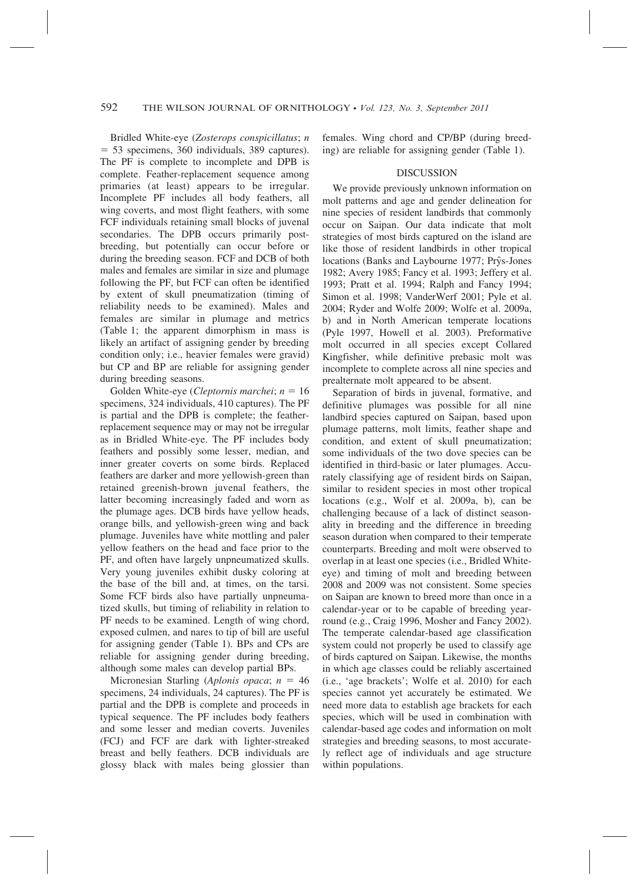Bridled White-eye (*Zosterops conspicillatus*; $n = 53$ specimens, 360 individuals, 389 captures). The PF is complete to incomplete and DPB is complete. Feather-replacement sequence among primaries (at least) appears to be irregular. Incomplete PF includes all body feathers, all wing coverts, and most flight feathers, with some FCF individuals retaining small blocks of juvenal secondaries. The DPB occurs primarily post-breeding, but potentially can occur before or during the breeding season. FCF and DCB of both males and females are similar in size and plumage following the PF, but FCF can often be identified by extent of skull pneumatization (timing of reliability needs to be examined). Males and females are similar in plumage and metrics (Table 1; the apparent dimorphism in mass is likely an artifact of assigning gender by breeding condition only; i.e., heavier females were gravid) but CP and BP are reliable for assigning gender during breeding seasons.

Golden White-eye (*Cleptornis marchei*; $n = 16$ specimens, 324 individuals, 410 captures). The PF is partial and the DPB is complete; the feather-replacement sequence may or may not be irregular as in Bridled White-eye. The PF includes body feathers and possibly some lesser, median, and inner greater coverts on some birds. Replaced feathers are darker and more yellowish-green than retained greenish-brown juvenal feathers, the latter becoming increasingly faded and worn as the plumage ages. DCB birds have yellow heads, orange bills, and yellowish-green wing and back plumage. Juveniles have white mottling and paler yellow feathers on the head and face prior to the PF, and often have largely unpneumatized skulls. Very young juveniles exhibit dusky coloring at the base of the bill and, at times, on the tarsi. Some FCF birds also have partially unpneumatized skulls, but timing of reliability in relation to PF needs to be examined. Length of wing chord, exposed culmen, and nares to tip of bill are useful for assigning gender (Table 1). BPs and CPs are reliable for assigning gender during breeding, although some males can develop partial BPs.

Micronesian Starling (*Aplonis opaca*; $n = 46$ specimens, 24 individuals, 24 captures). The PF is partial and the DPB is complete and proceeds in typical sequence. The PF includes body feathers and some lesser and median coverts. Juveniles (FCJ) and FCF are dark with lighter-streaked breast and belly feathers. DCB individuals are glossy black with males being glossier than females. Wing chord and CP/BP (during breeding) are reliable for assigning gender (Table 1).

## DISCUSSION

We provide previously unknown information on molt patterns and age and gender delineation for nine species of resident landbirds that commonly occur on Saipan. Our data indicate that molt strategies of most birds captured on the island are like those of resident landbirds in other tropical locations (Banks and Laybourne 1977; Prŷs-Jones 1982; Avery 1985; Fancy et al. 1993; Jeffery et al. 1993; Pratt et al. 1994; Ralph and Fancy 1994; Simon et al. 1998; VanderWerf 2001; Pyle et al. 2004; Ryder and Wolfe 2009; Wolfe et al. 2009a, b) and in North American temperate locations (Pyle 1997, Howell et al. 2003). Preformative molt occurred in all species except Collared Kingfisher, while definitive prebasic molt was incomplete to complete across all nine species and prealternate molt appeared to be absent.

Separation of birds in juvenal, formative, and definitive plumages was possible for all nine landbird species captured on Saipan, based upon plumage patterns, molt limits, feather shape and condition, and extent of skull pneumatization; some individuals of the two dove species can be identified in third-basic or later plumages. Accurately classifying age of resident birds on Saipan, similar to resident species in most other tropical locations (e.g., Wolf et al. 2009a, b), can be challenging because of a lack of distinct seasonality in breeding and the difference in breeding season duration when compared to their temperate counterparts. Breeding and molt were observed to overlap in at least one species (i.e., Bridled White-eye) and timing of molt and breeding between 2008 and 2009 was not consistent. Some species on Saipan are known to breed more than once in a calendar-year or to be capable of breeding year-round (e.g., Craig 1996, Mosher and Fancy 2002). The temperate calendar-based age classification system could not properly be used to classify age of birds captured on Saipan. Likewise, the months in which age classes could be reliably ascertained (i.e., 'age brackets'; Wolfe et al. 2010) for each species cannot yet accurately be estimated. We need more data to establish age brackets for each species, which will be used in combination with calendar-based age codes and information on molt strategies and breeding seasons, to most accurately reflect age of individuals and age structure within populations.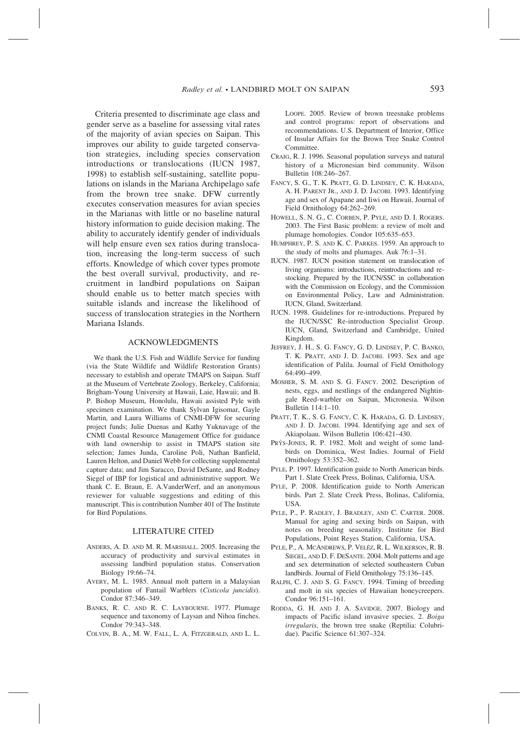Criteria presented to discriminate age class and gender serve as a baseline for assessing vital rates of the majority of avian species on Saipan. This improves our ability to guide targeted conservation strategies, including species conservation introductions or translocations (IUCN 1987, 1998) to establish self-sustaining, satellite populations on islands in the Mariana Archipelago safe from the brown tree snake. DFW currently executes conservation measures for avian species in the Marianas with little or no baseline natural history information to guide decision making. The ability to accurately identify gender of individuals will help ensure even sex ratios during translocation, increasing the long-term success of such efforts. Knowledge of which cover types promote the best overall survival, productivity, and recruitment in landbird populations on Saipan should enable us to better match species with suitable islands and increase the likelihood of success of translocation strategies in the Northern Mariana Islands.

## ACKNOWLEDGMENTS

We thank the U.S. Fish and Wildlife Service for funding (via the State Wildlife and Wildlife Restoration Grants) necessary to establish and operate TMAPS on Saipan. Staff at the Museum of Vertebrate Zoology, Berkeley, California; Brigham-Young University at Hawaii, Laie, Hawaii; and B. P. Bishop Museum, Honolulu, Hawaii assisted Pyle with specimen examination. We thank Sylvan Igisomar, Gayle Martin, and Laura Williams of CNMI-DFW for securing project funds; Julie Duenas and Kathy Yuknavage of the CNMI Coastal Resource Management Office for guidance with land ownership to assist in TMAPS station site selection; James Junda, Caroline Poli, Nathan Banfield, Lauren Helton, and Daniel Webb for collecting supplemental capture data; and Jim Saracco, David DeSante, and Rodney Siegel of IBP for logistical and administrative support. We thank C. E. Braun, E. A.VanderWerf, and an anonymous reviewer for valuable suggestions and editing of this manuscript. This is contribution Number 401 of The Institute for Bird Populations.

## LITERATURE CITED

ANDERS, A. D. AND M. R. MARSHALL. 2005. Increasing the accuracy of productivity and survival estimates in assessing landbird population status. Conservation Biology 19:66–74.

AVERY, M. L. 1985. Annual molt pattern in a Malaysian population of Fantail Warblers (*Cisticola juncidis*). Condor 87:346–349.

BANKS, R. C. AND R. C. LAYBOURNE. 1977. Plumage sequence and taxonomy of Laysan and Nihoa finches. Condor 79:343–348.

COLVIN, B. A., M. W. FALL, L. A. FITZGERALD, AND L. L. LOOPE. 2005. Review of brown treesnake problems and control programs: report of observations and recommendations. U.S. Department of Interior, Office of Insular Affairs for the Brown Tree Snake Control Committee.

CRAIG, R. J. 1996. Seasonal population surveys and natural history of a Micronesian bird community. Wilson Bulletin 108:246–267.

FANCY, S. G., T. K. PRATT, G. D. LINDSEY, C. K. HARADA, A. H. PARENT JR., AND J. D. JACOBI. 1993. Identifying age and sex of Apapane and Iiwi on Hawaii. Journal of Field Ornithology 64:262–269.

HOWELL, S. N. G., C. CORBEN, P. PYLE, AND D. I. ROGERS. 2003. The First Basic problem: a review of molt and plumage homologies. Condor 105:635–653.

HUMPHREY, P. S. AND K. C. PARKES. 1959. An approach to the study of molts and plumages. Auk 76:1–31.

IUCN. 1987. IUCN position statement on translocation of living organisms: introductions, reintroductions and re-stocking. Prepared by the IUCN/SSC in collaboration with the Commission on Ecology, and the Commission on Environmental Policy, Law and Administration. IUCN, Gland, Switzerland.

IUCN. 1998. Guidelines for re-introductions. Prepared by the IUCN/SSC Re-introduction Specialist Group. IUCN, Gland, Switzerland and Cambridge, United Kingdom.

JEFFREY, J. H., S. G. FANCY, G. D. LINDSEY, P. C. BANKO, T. K. PRATT, AND J. D. JACOBI. 1993. Sex and age identification of Palila. Journal of Field Ornithology 64:490–499.

MOSHER, S. M. AND S. G. FANCY. 2002. Description of nests, eggs, and nestlings of the endangered Nightingale Reed-warbler on Saipan, Micronesia. Wilson Bulletin 114:1–10.

PRATT, T. K., S. G. FANCY, C. K. HARADA, G. D. LINDSEY, AND J. D. JACOBI. 1994. Identifying age and sex of Akiapolaau. Wilson Bulletin 106:421–430.

PRŶS-JONES, R. P. 1982. Molt and weight of some landbirds on Dominica, West Indies. Journal of Field Ornithology 53:352–362.

PYLE, P. 1997. Identification guide to North American birds. Part 1. Slate Creek Press, Bolinas, California, USA.

PYLE, P. 2008. Identification guide to North American birds. Part 2. Slate Creek Press, Bolinas, California, USA.

PYLE, P., P. RADLEY, J. BRADLEY, AND C. CARTER. 2008. Manual for aging and sexing birds on Saipan, with notes on breeding seasonality. Institute for Bird Populations, Point Reyes Station, California, USA.

PYLE, P., A. MCANDREWS, P. VELÉZ, R. L. WILKERSON, R. B. SIEGEL, AND D. F. DESANTE. 2004. Molt patterns and age and sex determination of selected southeastern Cuban landbirds. Journal of Field Ornithology 75:136–145.

RALPH, C. J. AND S. G. FANCY. 1994. Timing of breeding and molt in six species of Hawaiian honeycreepers. Condor 96:151–161.

RODDA, G. H. AND J. A. SAVIDGE. 2007. Biology and impacts of Pacific island invasive species. 2. *Boiga irregularis*, the brown tree snake (Reptilia: Colubridae). Pacific Science 61:307–324.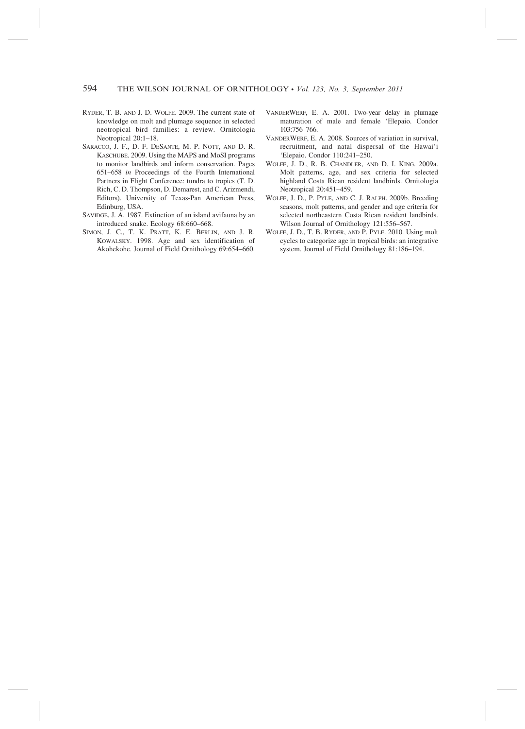RYDER, T. B. AND J. D. WOLFE. 2009. The current state of knowledge on molt and plumage sequence in selected neotropical bird families: a review. Ornitologia Neotropical 20:1–18.

SARACCO, J. F., D. F. DESANTE, M. P. NOTT, AND D. R. KASCHUBE. 2009. Using the MAPS and MoSI programs to monitor landbirds and inform conservation. Pages 651–658 *in* Proceedings of the Fourth International Partners in Flight Conference: tundra to tropics (T. D. Rich, C. D. Thompson, D. Demarest, and C. Arizmendi, Editors). University of Texas-Pan American Press, Edinburg, USA.

SAVIDGE, J. A. 1987. Extinction of an island avifauna by an introduced snake. Ecology 68:660–668.

SIMON, J. C., T. K. PRATT, K. E. BERLIN, AND J. R. KOWALSKY. 1998. Age and sex identification of Akohekohe. Journal of Field Ornithology 69:654–660.

VANDERWERF, E. A. 2001. Two-year delay in plumage maturation of male and female 'Elepaio. Condor 103:756–766.

VANDERWERF, E. A. 2008. Sources of variation in survival, recruitment, and natal dispersal of the Hawai'i 'Elepaio. Condor 110:241–250.

WOLFE, J. D., R. B. CHANDLER, AND D. I. KING. 2009a. Molt patterns, age, and sex criteria for selected highland Costa Rican resident landbirds. Ornitologia Neotropical 20:451–459.

WOLFE, J. D., P. PYLE, AND C. J. RALPH. 2009b. Breeding seasons, molt patterns, and gender and age criteria for selected northeastern Costa Rican resident landbirds. Wilson Journal of Ornithology 121:556–567.

WOLFE, J. D., T. B. RYDER, AND P. PYLE. 2010. Using molt cycles to categorize age in tropical birds: an integrative system. Journal of Field Ornithology 81:186–194.